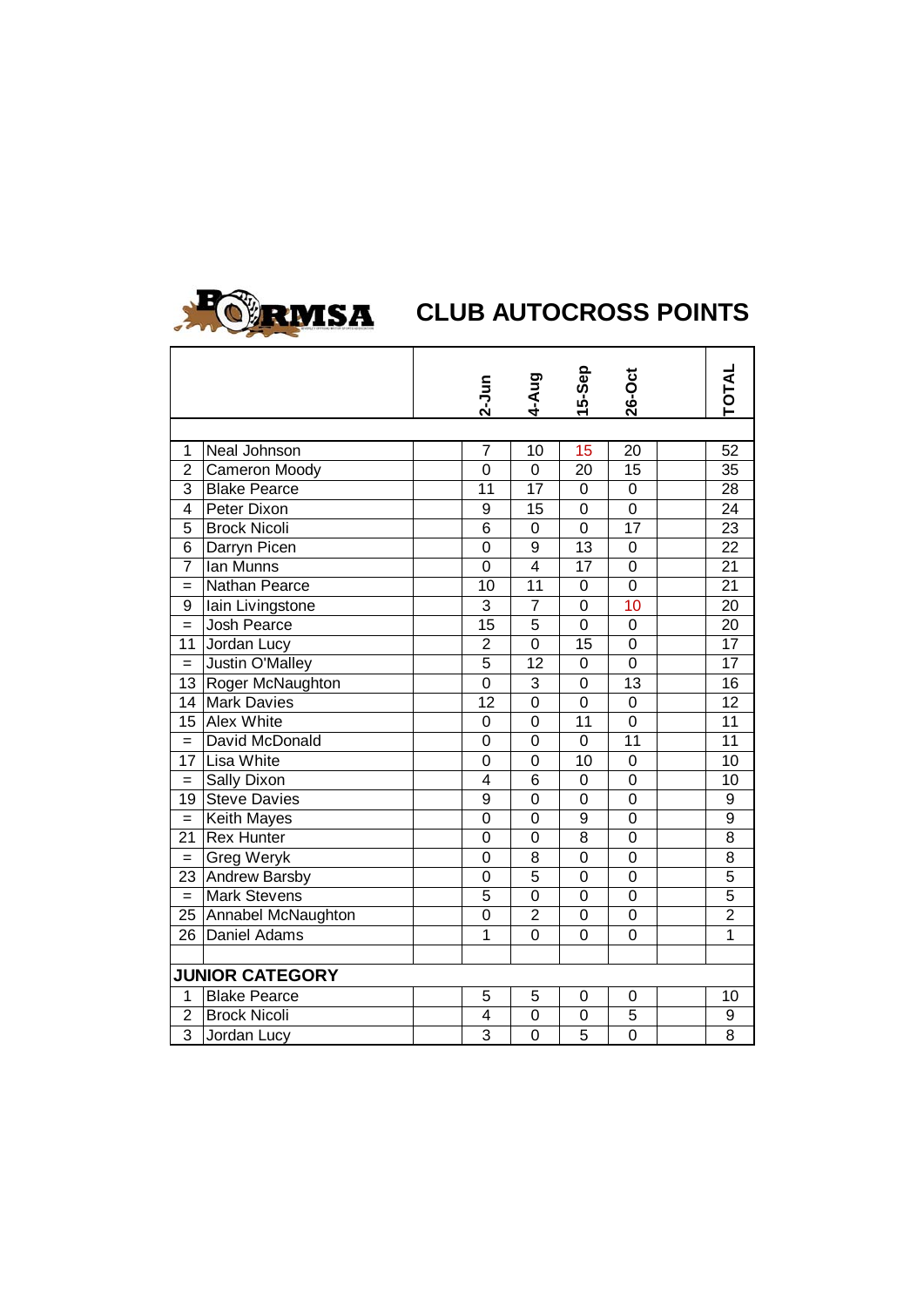# CLUB AUTOCROSS POINTS

| | | | 2-Jun | 4-Aug | 15-Sep | 26-Oct | | TOTAL |
|---|---|---|---|---|---|---|---|---|
| 1 | Neal Johnson | | 7 | 10 | 15 | 20 | | 52 |
| 2 | Cameron Moody | | 0 | 0 | 20 | 15 | | 35 |
| 3 | Blake Pearce | | 11 | 17 | 0 | 0 | | 28 |
| 4 | Peter Dixon | | 9 | 15 | 0 | 0 | | 24 |
| 5 | Brock Nicoli | | 6 | 0 | 0 | 17 | | 23 |
| 6 | Darryn Picen | | 0 | 9 | 13 | 0 | | 22 |
| 7 | Ian Munns | | 0 | 4 | 17 | 0 | | 21 |
| = | Nathan Pearce | | 10 | 11 | 0 | 0 | | 21 |
| 9 | Iain Livingstone | | 3 | 7 | 0 | 10 | | 20 |
| = | Josh Pearce | | 15 | 5 | 0 | 0 | | 20 |
| 11 | Jordan Lucy | | 2 | 0 | 15 | 0 | | 17 |
| = | Justin O'Malley | | 5 | 12 | 0 | 0 | | 17 |
| 13 | Roger McNaughton | | 0 | 3 | 0 | 13 | | 16 |
| 14 | Mark Davies | | 12 | 0 | 0 | 0 | | 12 |
| 15 | Alex White | | 0 | 0 | 11 | 0 | | 11 |
| = | David McDonald | | 0 | 0 | 0 | 11 | | 11 |
| 17 | Lisa White | | 0 | 0 | 10 | 0 | | 10 |
| = | Sally Dixon | | 4 | 6 | 0 | 0 | | 10 |
| 19 | Steve Davies | | 9 | 0 | 0 | 0 | | 9 |
| = | Keith Mayes | | 0 | 0 | 9 | 0 | | 9 |
| 21 | Rex Hunter | | 0 | 0 | 8 | 0 | | 8 |
| = | Greg Weryk | | 0 | 8 | 0 | 0 | | 8 |
| 23 | Andrew Barsby | | 0 | 5 | 0 | 0 | | 5 |
| = | Mark Stevens | | 5 | 0 | 0 | 0 | | 5 |
| 25 | Annabel McNaughton | | 0 | 2 | 0 | 0 | | 2 |
| 26 | Daniel Adams | | 1 | 0 | 0 | 0 | | 1 |
| | | | | | | | | |
| **JUNIOR CATEGORY** | | | | | | | | |
| 1 | Blake Pearce | | 5 | 5 | 0 | 0 | | 10 |
| 2 | Brock Nicoli | | 4 | 0 | 0 | 5 | | 9 |
| 3 | Jordan Lucy | | 3 | 0 | 5 | 0 | | 8 |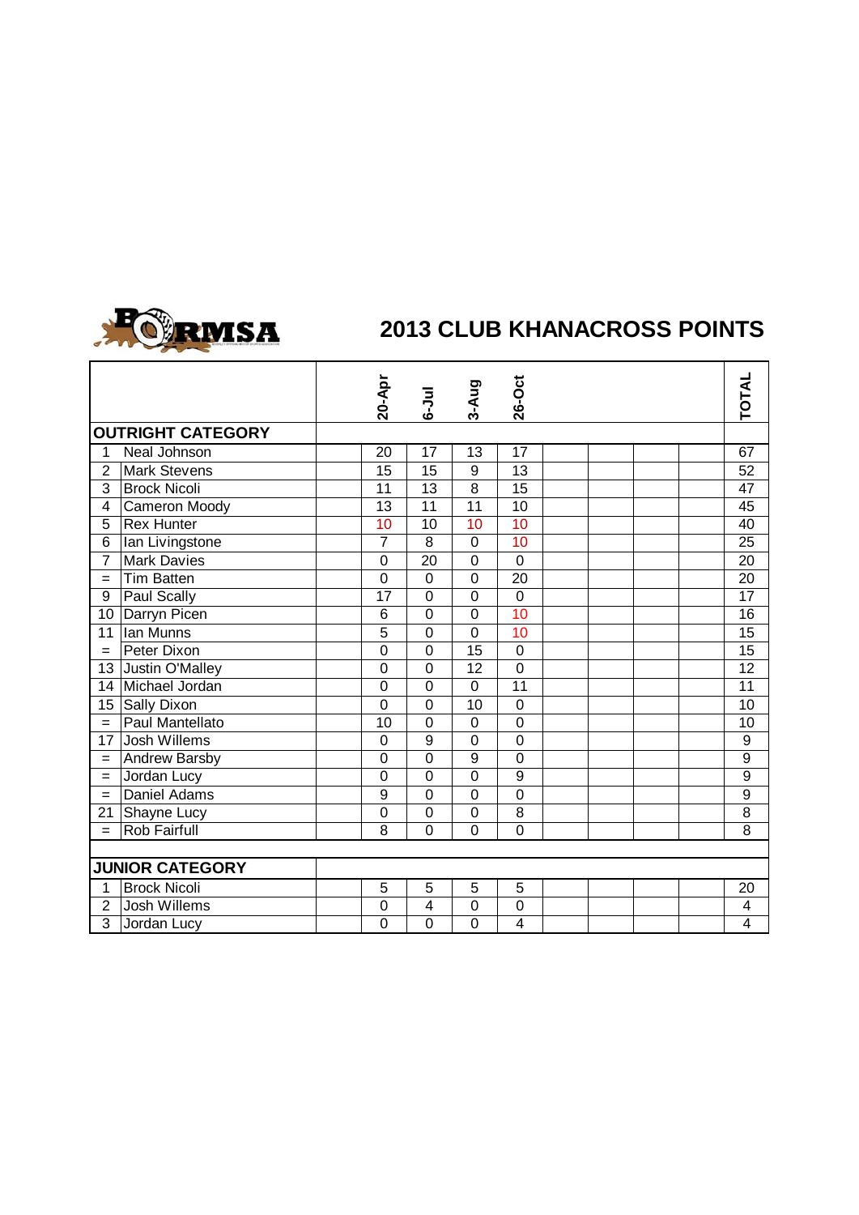BORMSA

# 2013 CLUB KHANACROSS POINTS

| | | | 20-Apr | 6-Jul | 3-Aug | 26-Oct | | | | | TOTAL |
|---|---|---|---|---|---|---|---|---|---|---|---|
| **OUTRIGHT CATEGORY** | | | | | | | | | | | |
| 1 | Neal Johnson | | 20 | 17 | 13 | 17 | | | | | 67 |
| 2 | Mark Stevens | | 15 | 15 | 9 | 13 | | | | | 52 |
| 3 | Brock Nicoli | | 11 | 13 | 8 | 15 | | | | | 47 |
| 4 | Cameron Moody | | 13 | 11 | 11 | 10 | | | | | 45 |
| 5 | Rex Hunter | | 10 | 10 | 10 | 10 | | | | | 40 |
| 6 | Ian Livingstone | | 7 | 8 | 0 | 10 | | | | | 25 |
| 7 | Mark Davies | | 0 | 20 | 0 | 0 | | | | | 20 |
| = | Tim Batten | | 0 | 0 | 0 | 20 | | | | | 20 |
| 9 | Paul Scally | | 17 | 0 | 0 | 0 | | | | | 17 |
| 10 | Darryn Picen | | 6 | 0 | 0 | 10 | | | | | 16 |
| 11 | Ian Munns | | 5 | 0 | 0 | 10 | | | | | 15 |
| = | Peter Dixon | | 0 | 0 | 15 | 0 | | | | | 15 |
| 13 | Justin O'Malley | | 0 | 0 | 12 | 0 | | | | | 12 |
| 14 | Michael Jordan | | 0 | 0 | 0 | 11 | | | | | 11 |
| 15 | Sally Dixon | | 0 | 0 | 10 | 0 | | | | | 10 |
| = | Paul Mantellato | | 10 | 0 | 0 | 0 | | | | | 10 |
| 17 | Josh Willems | | 0 | 9 | 0 | 0 | | | | | 9 |
| = | Andrew Barsby | | 0 | 0 | 9 | 0 | | | | | 9 |
| = | Jordan Lucy | | 0 | 0 | 0 | 9 | | | | | 9 |
| = | Daniel Adams | | 9 | 0 | 0 | 0 | | | | | 9 |
| 21 | Shayne Lucy | | 0 | 0 | 0 | 8 | | | | | 8 |
| = | Rob Fairfull | | 8 | 0 | 0 | 0 | | | | | 8 |
| | | | | | | | | | | | |
| **JUNIOR CATEGORY** | | | | | | | | | | | |
| 1 | Brock Nicoli | | 5 | 5 | 5 | 5 | | | | | 20 |
| 2 | Josh Willems | | 0 | 4 | 0 | 0 | | | | | 4 |
| 3 | Jordan Lucy | | 0 | 0 | 0 | 4 | | | | | 4 |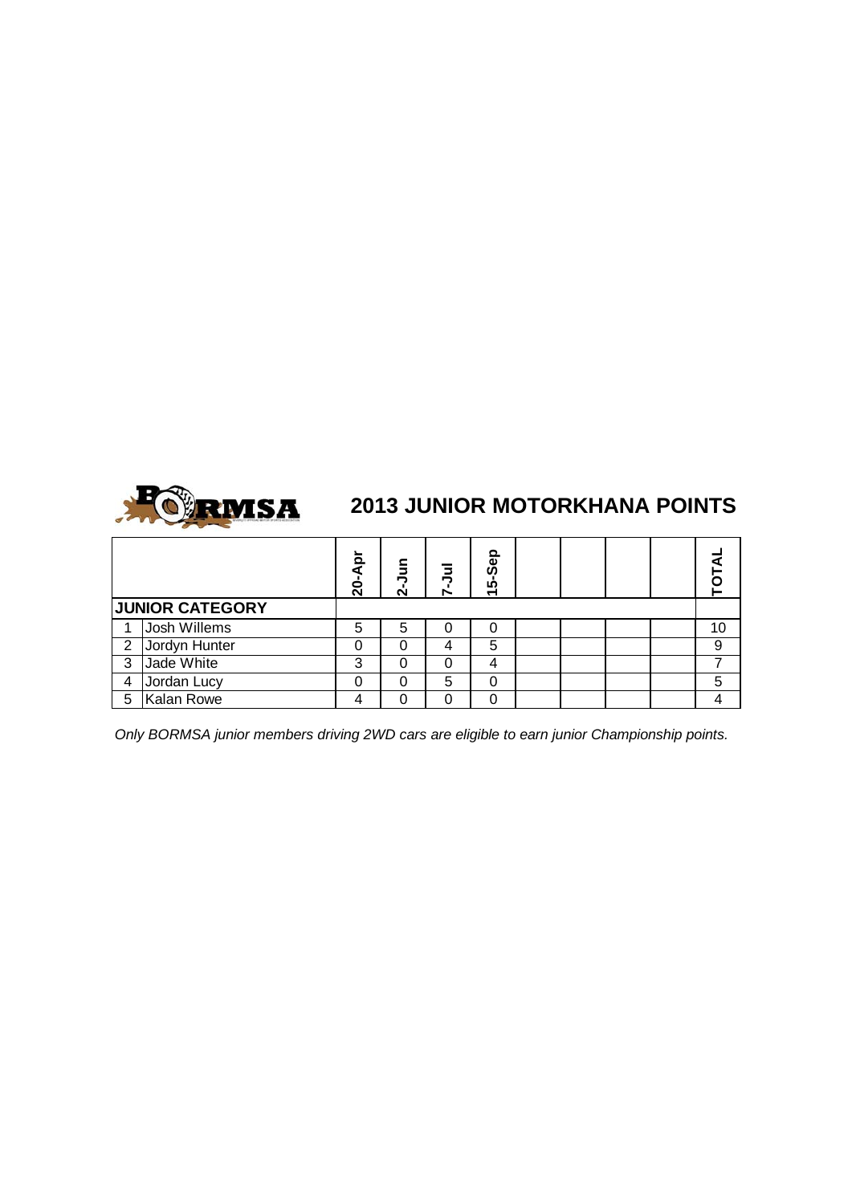# 2013 JUNIOR MOTORKHANA POINTS

| | | 20-Apr | 2-Jun | 7-Jul | 15-Sep | | | | | TOTAL |
|---|---|---|---|---|---|---|---|---|---|---|
| **JUNIOR CATEGORY** | | | | | | | | | | |
| 1 | Josh Willems | 5 | 5 | 0 | 0 | | | | | 10 |
| 2 | Jordyn Hunter | 0 | 0 | 4 | 5 | | | | | 9 |
| 3 | Jade White | 3 | 0 | 0 | 4 | | | | | 7 |
| 4 | Jordan Lucy | 0 | 0 | 5 | 0 | | | | | 5 |
| 5 | Kalan Rowe | 4 | 0 | 0 | 0 | | | | | 4 |

*Only BORMSA junior members driving 2WD cars are eligible to earn junior Championship points.*